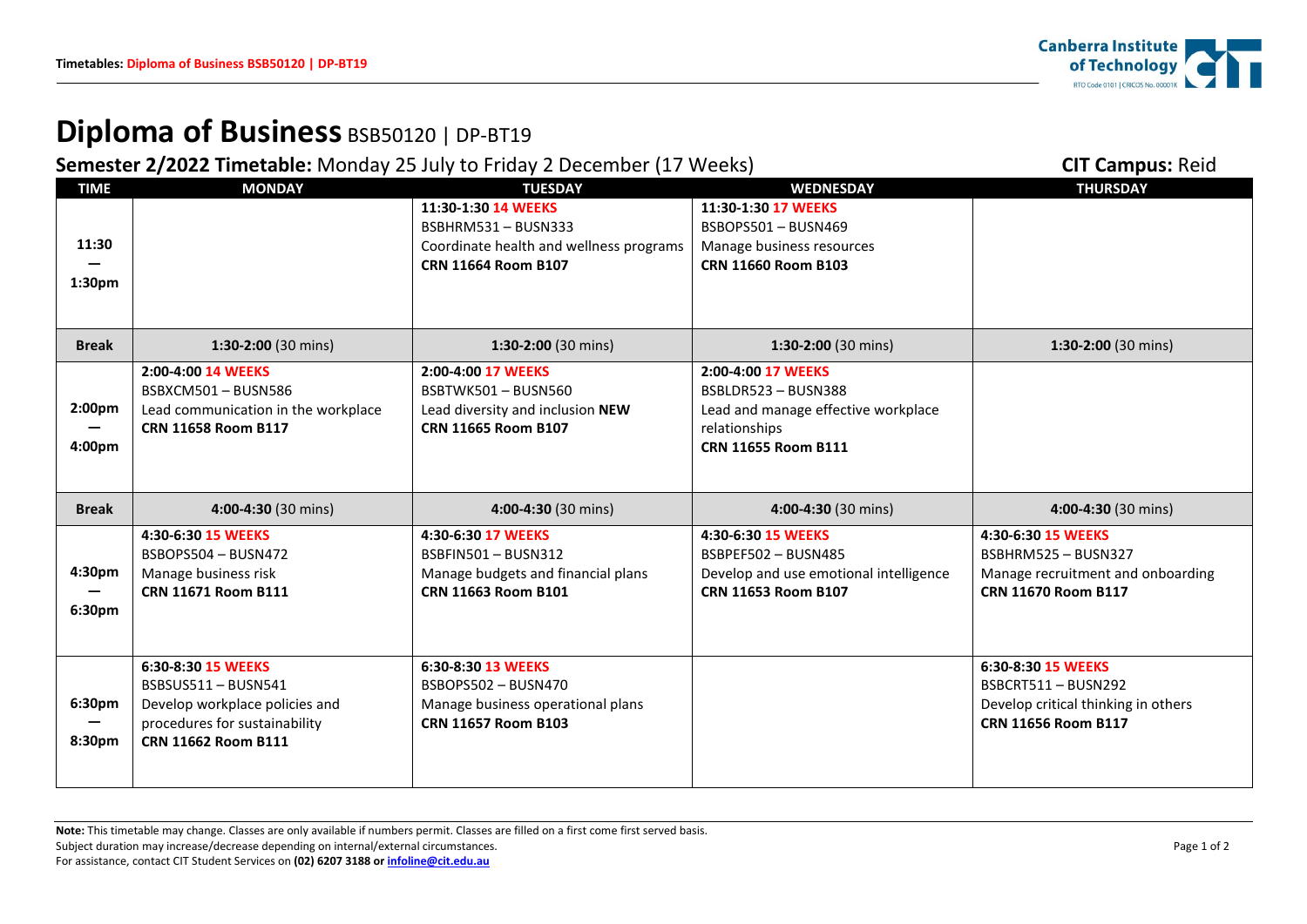# Diploma of Business BSB50120 | DP-BT19

**Semester 2/2022 Timetable:** Monday 25 July to Friday 2 December (17 Weeks)

**CIT Campus:** Reid

| TIME | MONDAY | TUESDAY | WEDNESDAY | THURSDAY |
|---|---|---|---|---|
| 11:30 — 1:30pm | | **11:30-1:30 14 WEEKS** BSBHRM531 – BUSN333 Coordinate health and wellness programs **CRN 11664 Room B107** | **11:30-1:30 17 WEEKS** BSBOPS501 – BUSN469 Manage business resources **CRN 11660 Room B103** | |
| **Break** | **1:30-2:00** (30 mins) | **1:30-2:00** (30 mins) | **1:30-2:00** (30 mins) | **1:30-2:00** (30 mins) |
| 2:00pm — 4:00pm | **2:00-4:00 14 WEEKS** BSBXCM501 – BUSN586 Lead communication in the workplace **CRN 11658 Room B117** | **2:00-4:00 17 WEEKS** BSBTWK501 – BUSN560 Lead diversity and inclusion **NEW** **CRN 11665 Room B107** | **2:00-4:00 17 WEEKS** BSBLDR523 – BUSN388 Lead and manage effective workplace relationships **CRN 11655 Room B111** | |
| **Break** | **4:00-4:30** (30 mins) | **4:00-4:30** (30 mins) | **4:00-4:30** (30 mins) | **4:00-4:30** (30 mins) |
| 4:30pm — 6:30pm | **4:30-6:30 15 WEEKS** BSBOPS504 – BUSN472 Manage business risk **CRN 11671 Room B111** | **4:30-6:30 17 WEEKS** BSBFIN501 – BUSN312 Manage budgets and financial plans **CRN 11663 Room B101** | **4:30-6:30 15 WEEKS** BSBPEF502 – BUSN485 Develop and use emotional intelligence **CRN 11653 Room B107** | **4:30-6:30 15 WEEKS** BSBHRM525 – BUSN327 Manage recruitment and onboarding **CRN 11670 Room B117** |
| 6:30pm — 8:30pm | **6:30-8:30 15 WEEKS** BSBSUS511 – BUSN541 Develop workplace policies and procedures for sustainability **CRN 11662 Room B111** | **6:30-8:30 13 WEEKS** BSBOPS502 – BUSN470 Manage business operational plans **CRN 11657 Room B103** | | **6:30-8:30 15 WEEKS** BSBCRT511 – BUSN292 Develop critical thinking in others **CRN 11656 Room B117** |

**Note:** This timetable may change. Classes are only available if numbers permit. Classes are filled on a first come first served basis.
Subject duration may increase/decrease depending on internal/external circumstances.
For assistance, contact CIT Student Services on **(02) 6207 3188 or infoline@cit.edu.au**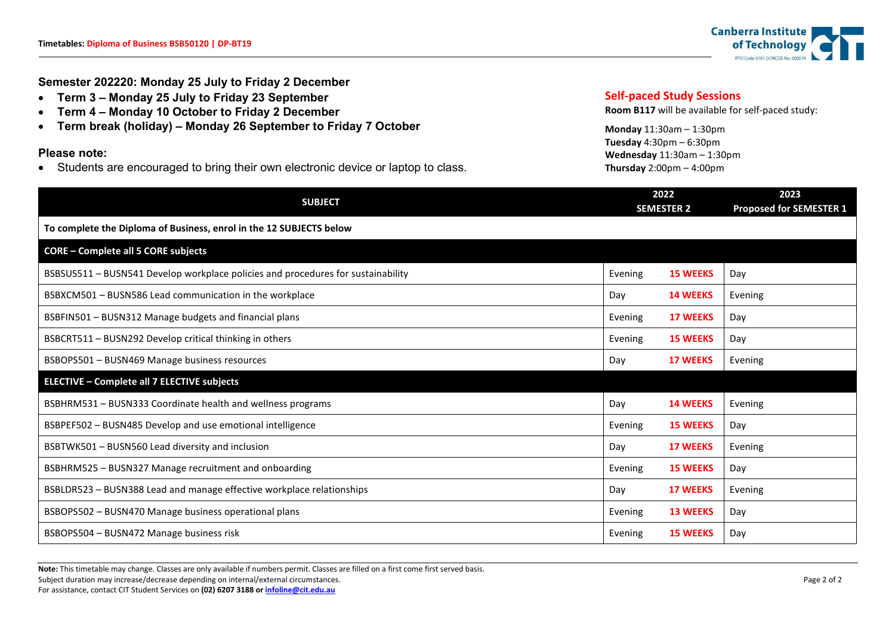**Timetables: Diploma of Business BSB50120 | DP-BT19**

## Semester 202220: Monday 25 July to Friday 2 December

- **Term 3 – Monday 25 July to Friday 23 September**
- **Term 4 – Monday 10 October to Friday 2 December**
- **Term break (holiday) – Monday 26 September to Friday 7 October**

### Please note:

- Students are encouraged to bring their own electronic device or laptop to class.

## Self-paced Study Sessions

**Room B117** will be available for self-paced study:

**Monday** 11:30am – 1:30pm
**Tuesday** 4:30pm – 6:30pm
**Wednesday** 11:30am – 1:30pm
**Thursday** 2:00pm – 4:00pm

| SUBJECT | 2022 SEMESTER 2 | | 2023 Proposed for SEMESTER 1 |
|---|---|---|---|
| **To complete the Diploma of Business, enrol in the 12 SUBJECTS below** | | | |
| **CORE – Complete all 5 CORE subjects** | | | |
| BSBSUS511 – BUSN541 Develop workplace policies and procedures for sustainability | Evening | **15 WEEKS** | Day |
| BSBXCM501 – BUSN586 Lead communication in the workplace | Day | **14 WEEKS** | Evening |
| BSBFIN501 – BUSN312 Manage budgets and financial plans | Evening | **17 WEEKS** | Day |
| BSBCRT511 – BUSN292 Develop critical thinking in others | Evening | **15 WEEKS** | Day |
| BSBOPS501 – BUSN469 Manage business resources | Day | **17 WEEKS** | Evening |
| **ELECTIVE – Complete all 7 ELECTIVE subjects** | | | |
| BSBHRM531 – BUSN333 Coordinate health and wellness programs | Day | **14 WEEKS** | Evening |
| BSBPEF502 – BUSN485 Develop and use emotional intelligence | Evening | **15 WEEKS** | Day |
| BSBTWK501 – BUSN560 Lead diversity and inclusion | Day | **17 WEEKS** | Evening |
| BSBHRM525 – BUSN327 Manage recruitment and onboarding | Evening | **15 WEEKS** | Day |
| BSBLDR523 – BUSN388 Lead and manage effective workplace relationships | Day | **17 WEEKS** | Evening |
| BSBOPS502 – BUSN470 Manage business operational plans | Evening | **13 WEEKS** | Day |
| BSBOPS504 – BUSN472 Manage business risk | Evening | **15 WEEKS** | Day |

**Note:** This timetable may change. Classes are only available if numbers permit. Classes are filled on a first come first served basis.
Subject duration may increase/decrease depending on internal/external circumstances.
For assistance, contact CIT Student Services on **(02) 6207 3188 or infoline@cit.edu.au**